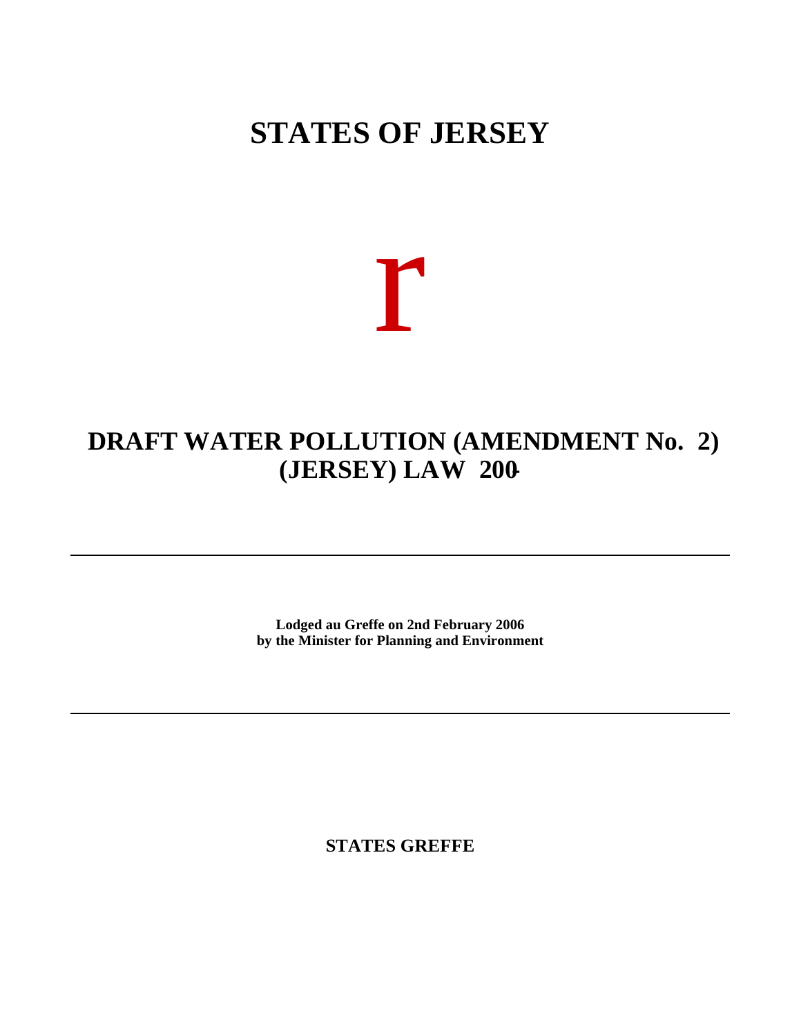# STATES OF JERSEY

r

## DRAFT WATER POLLUTION (AMENDMENT No. 2) (JERSEY) LAW 200-

**Lodged au Greffe on 2nd February 2006**
**by the Minister for Planning and Environment**

**STATES GREFFE**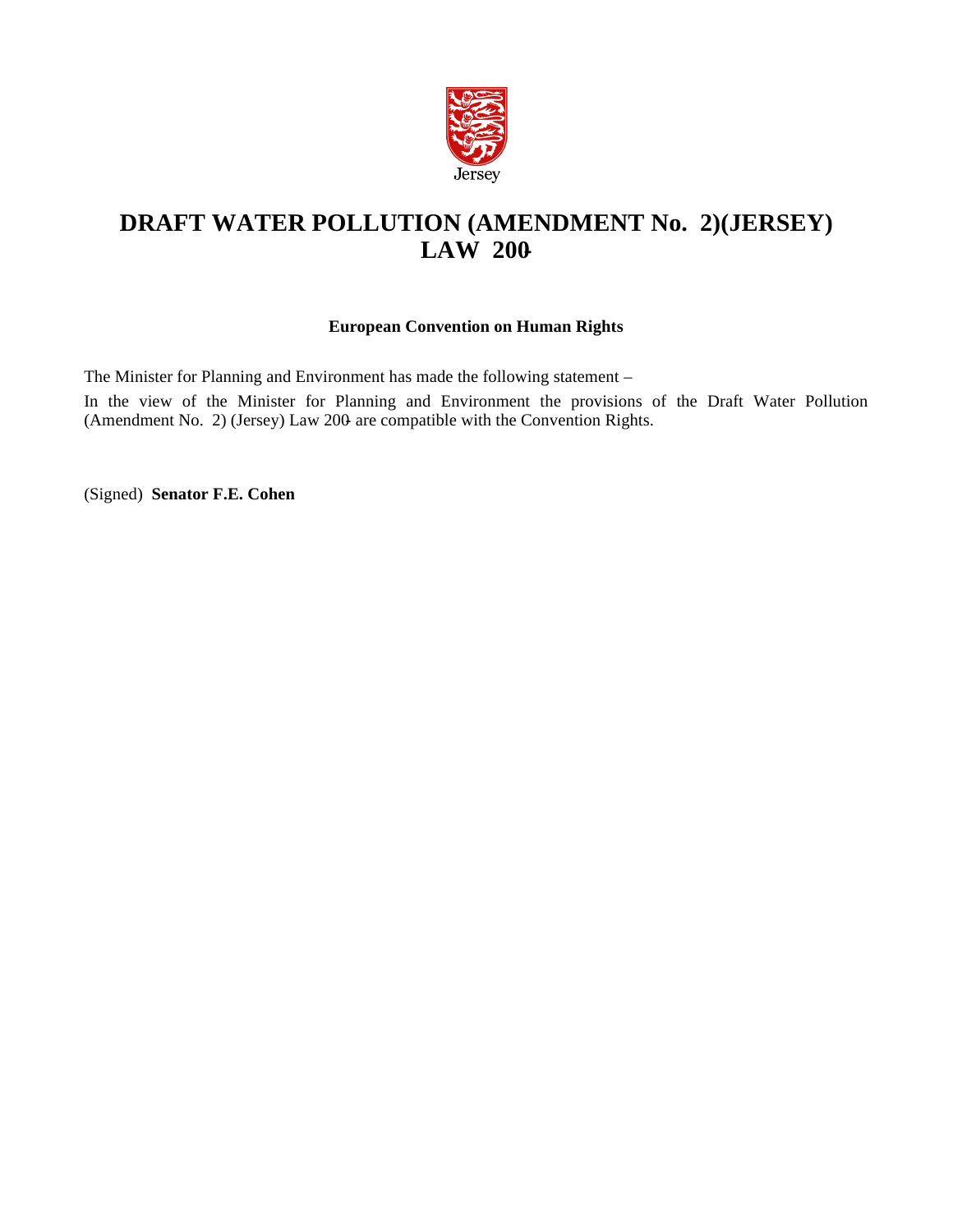Jersey

# DRAFT WATER POLLUTION (AMENDMENT No. 2)(JERSEY) LAW 200-

**European Convention on Human Rights**

The Minister for Planning and Environment has made the following statement –

In the view of the Minister for Planning and Environment the provisions of the Draft Water Pollution (Amendment No. 2) (Jersey) Law 200- are compatible with the Convention Rights.

(Signed) **Senator F.E. Cohen**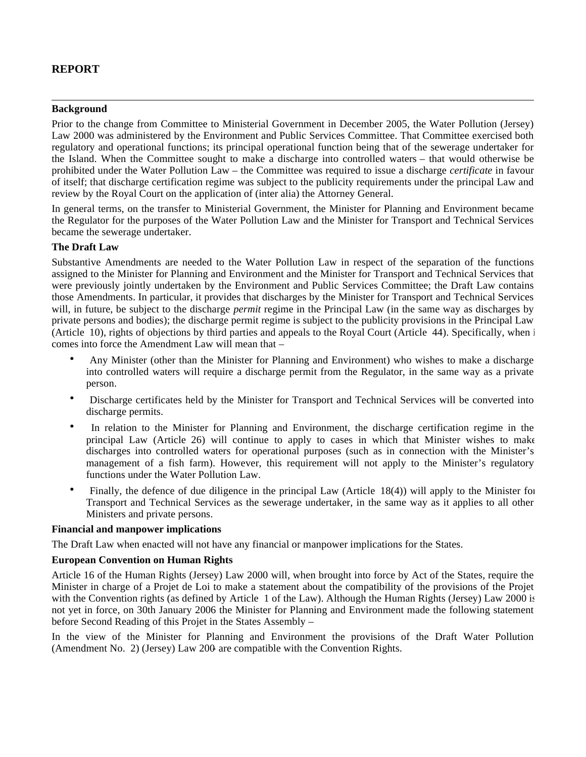# REPORT

---

**Background**

Prior to the change from Committee to Ministerial Government in December 2005, the Water Pollution (Jersey) Law 2000 was administered by the Environment and Public Services Committee. That Committee exercised both regulatory and operational functions; its principal operational function being that of the sewerage undertaker for the Island. When the Committee sought to make a discharge into controlled waters – that would otherwise be prohibited under the Water Pollution Law – the Committee was required to issue a discharge *certificate* in favour of itself; that discharge certification regime was subject to the publicity requirements under the principal Law and review by the Royal Court on the application of (inter alia) the Attorney General.

In general terms, on the transfer to Ministerial Government, the Minister for Planning and Environment became the Regulator for the purposes of the Water Pollution Law and the Minister for Transport and Technical Services became the sewerage undertaker.

**The Draft Law**

Substantive Amendments are needed to the Water Pollution Law in respect of the separation of the functions assigned to the Minister for Planning and Environment and the Minister for Transport and Technical Services that were previously jointly undertaken by the Environment and Public Services Committee; the Draft Law contains those Amendments. In particular, it provides that discharges by the Minister for Transport and Technical Services will, in future, be subject to the discharge *permit* regime in the Principal Law (in the same way as discharges by private persons and bodies); the discharge permit regime is subject to the publicity provisions in the Principal Law (Article 10), rights of objections by third parties and appeals to the Royal Court (Article 44). Specifically, when it comes into force the Amendment Law will mean that –

- Any Minister (other than the Minister for Planning and Environment) who wishes to make a discharge into controlled waters will require a discharge permit from the Regulator, in the same way as a private person.
- Discharge certificates held by the Minister for Transport and Technical Services will be converted into discharge permits.
- In relation to the Minister for Planning and Environment, the discharge certification regime in the principal Law (Article 26) will continue to apply to cases in which that Minister wishes to make discharges into controlled waters for operational purposes (such as in connection with the Minister's management of a fish farm). However, this requirement will not apply to the Minister's regulatory functions under the Water Pollution Law.
- Finally, the defence of due diligence in the principal Law (Article 18(4)) will apply to the Minister for Transport and Technical Services as the sewerage undertaker, in the same way as it applies to all other Ministers and private persons.

**Financial and manpower implications**

The Draft Law when enacted will not have any financial or manpower implications for the States.

**European Convention on Human Rights**

Article 16 of the Human Rights (Jersey) Law 2000 will, when brought into force by Act of the States, require the Minister in charge of a Projet de Loi to make a statement about the compatibility of the provisions of the Projet with the Convention rights (as defined by Article 1 of the Law). Although the Human Rights (Jersey) Law 2000 is not yet in force, on 30th January 2006 the Minister for Planning and Environment made the following statement before Second Reading of this Projet in the States Assembly –

In the view of the Minister for Planning and Environment the provisions of the Draft Water Pollution (Amendment No. 2) (Jersey) Law 200- are compatible with the Convention Rights.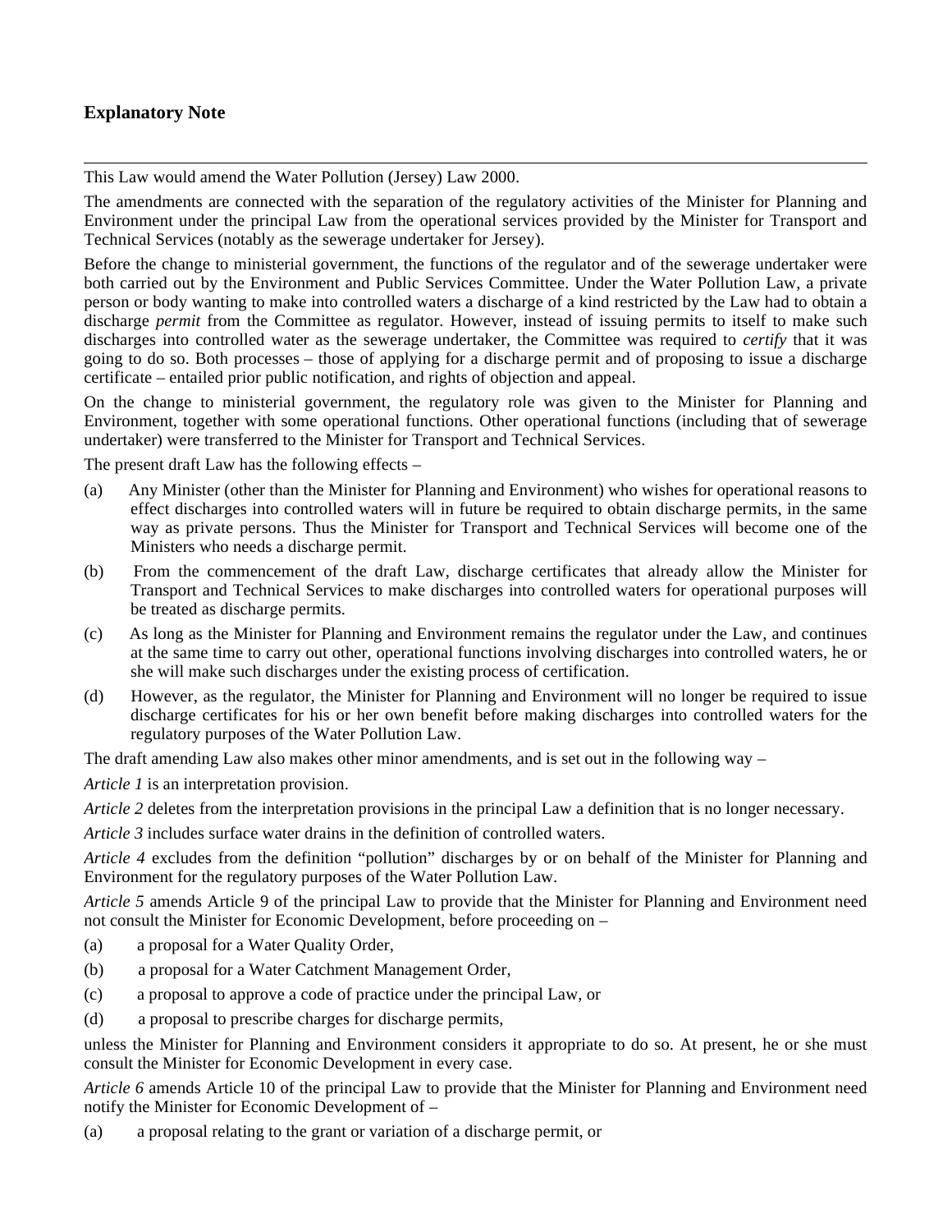## Explanatory Note

---

This Law would amend the Water Pollution (Jersey) Law 2000.

The amendments are connected with the separation of the regulatory activities of the Minister for Planning and Environment under the principal Law from the operational services provided by the Minister for Transport and Technical Services (notably as the sewerage undertaker for Jersey).

Before the change to ministerial government, the functions of the regulator and of the sewerage undertaker were both carried out by the Environment and Public Services Committee. Under the Water Pollution Law, a private person or body wanting to make into controlled waters a discharge of a kind restricted by the Law had to obtain a discharge *permit* from the Committee as regulator. However, instead of issuing permits to itself to make such discharges into controlled water as the sewerage undertaker, the Committee was required to *certify* that it was going to do so. Both processes – those of applying for a discharge permit and of proposing to issue a discharge certificate – entailed prior public notification, and rights of objection and appeal.

On the change to ministerial government, the regulatory role was given to the Minister for Planning and Environment, together with some operational functions. Other operational functions (including that of sewerage undertaker) were transferred to the Minister for Transport and Technical Services.

The present draft Law has the following effects –

(a) Any Minister (other than the Minister for Planning and Environment) who wishes for operational reasons to effect discharges into controlled waters will in future be required to obtain discharge permits, in the same way as private persons. Thus the Minister for Transport and Technical Services will become one of the Ministers who needs a discharge permit.

(b) From the commencement of the draft Law, discharge certificates that already allow the Minister for Transport and Technical Services to make discharges into controlled waters for operational purposes will be treated as discharge permits.

(c) As long as the Minister for Planning and Environment remains the regulator under the Law, and continues at the same time to carry out other, operational functions involving discharges into controlled waters, he or she will make such discharges under the existing process of certification.

(d) However, as the regulator, the Minister for Planning and Environment will no longer be required to issue discharge certificates for his or her own benefit before making discharges into controlled waters for the regulatory purposes of the Water Pollution Law.

The draft amending Law also makes other minor amendments, and is set out in the following way –

*Article 1* is an interpretation provision.

*Article 2* deletes from the interpretation provisions in the principal Law a definition that is no longer necessary.

*Article 3* includes surface water drains in the definition of controlled waters.

*Article 4* excludes from the definition "pollution" discharges by or on behalf of the Minister for Planning and Environment for the regulatory purposes of the Water Pollution Law.

*Article 5* amends Article 9 of the principal Law to provide that the Minister for Planning and Environment need not consult the Minister for Economic Development, before proceeding on –

(a) a proposal for a Water Quality Order,

(b) a proposal for a Water Catchment Management Order,

(c) a proposal to approve a code of practice under the principal Law, or

(d) a proposal to prescribe charges for discharge permits,

unless the Minister for Planning and Environment considers it appropriate to do so. At present, he or she must consult the Minister for Economic Development in every case.

*Article 6* amends Article 10 of the principal Law to provide that the Minister for Planning and Environment need notify the Minister for Economic Development of –

(a) a proposal relating to the grant or variation of a discharge permit, or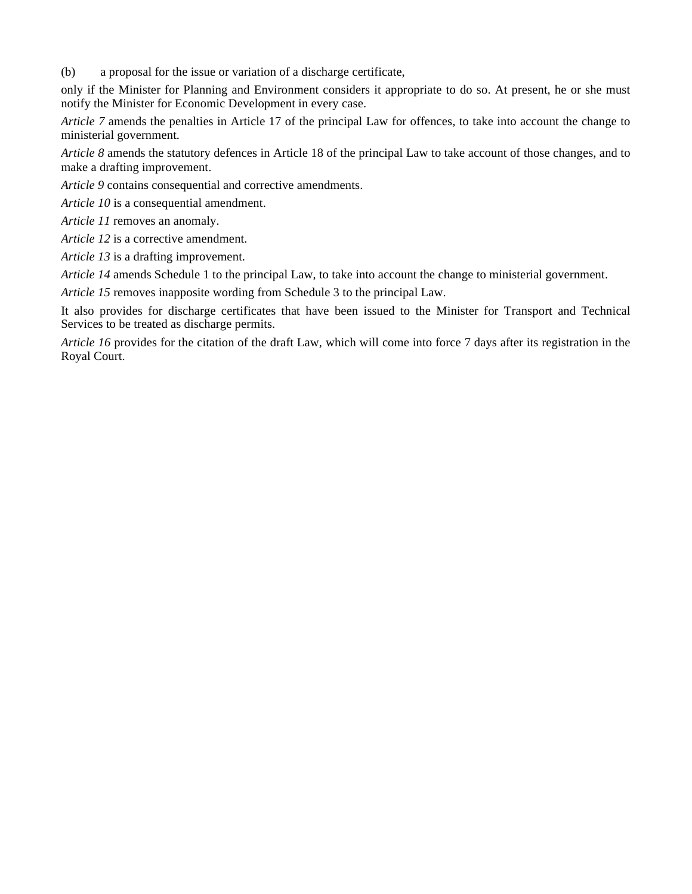(b) a proposal for the issue or variation of a discharge certificate,

only if the Minister for Planning and Environment considers it appropriate to do so. At present, he or she must notify the Minister for Economic Development in every case.

*Article 7* amends the penalties in Article 17 of the principal Law for offences, to take into account the change to ministerial government.

*Article 8* amends the statutory defences in Article 18 of the principal Law to take account of those changes, and to make a drafting improvement.

*Article 9* contains consequential and corrective amendments.

*Article 10* is a consequential amendment.

*Article 11* removes an anomaly.

*Article 12* is a corrective amendment.

*Article 13* is a drafting improvement.

*Article 14* amends Schedule 1 to the principal Law, to take into account the change to ministerial government.

*Article 15* removes inapposite wording from Schedule 3 to the principal Law.

It also provides for discharge certificates that have been issued to the Minister for Transport and Technical Services to be treated as discharge permits.

*Article 16* provides for the citation of the draft Law, which will come into force 7 days after its registration in the Royal Court.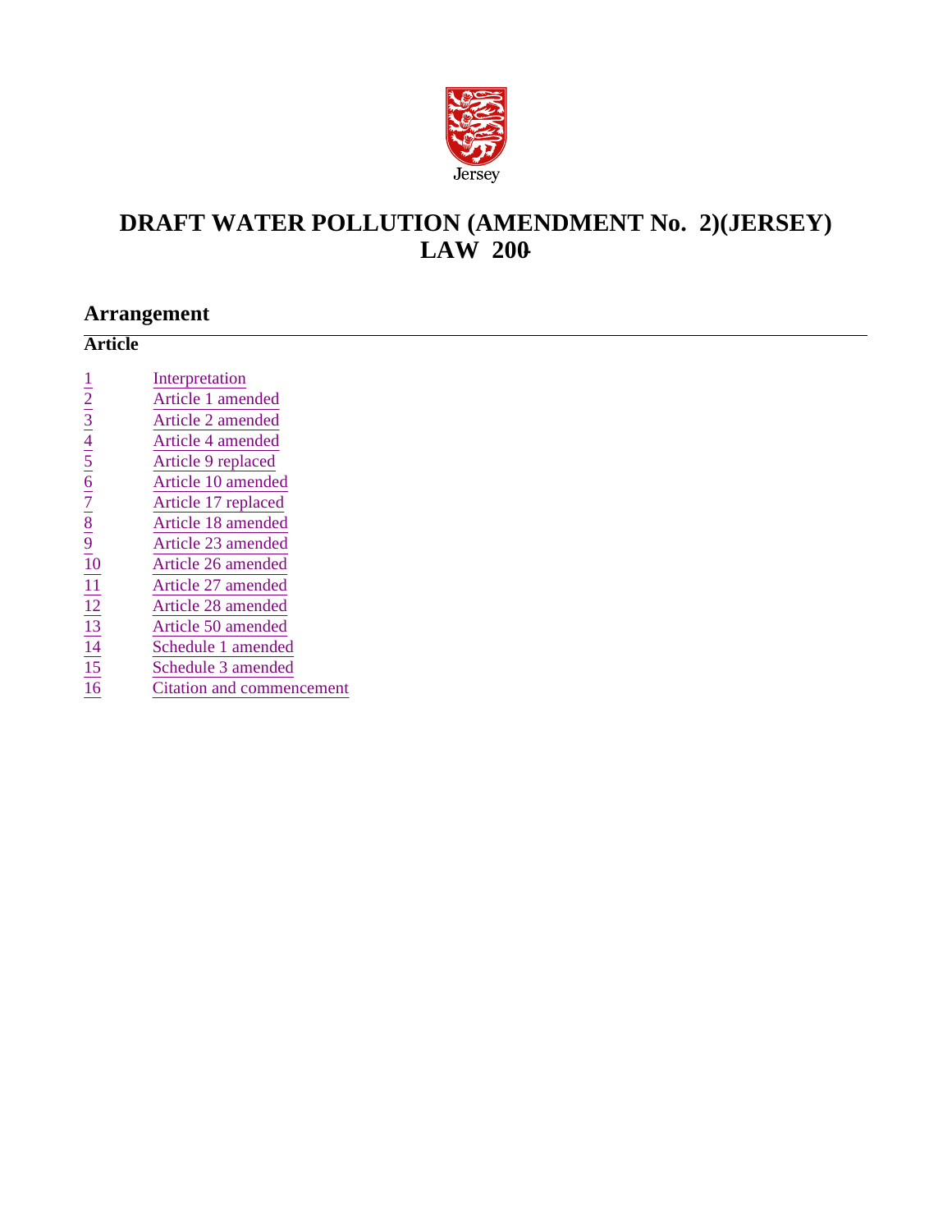Jersey

# DRAFT WATER POLLUTION (AMENDMENT No. 2)(JERSEY) LAW 200-

## Arrangement

**Article**

| | |
|---|---|
| 1 | Interpretation |
| 2 | Article 1 amended |
| 3 | Article 2 amended |
| 4 | Article 4 amended |
| 5 | Article 9 replaced |
| 6 | Article 10 amended |
| 7 | Article 17 replaced |
| 8 | Article 18 amended |
| 9 | Article 23 amended |
| 10 | Article 26 amended |
| 11 | Article 27 amended |
| 12 | Article 28 amended |
| 13 | Article 50 amended |
| 14 | Schedule 1 amended |
| 15 | Schedule 3 amended |
| 16 | Citation and commencement |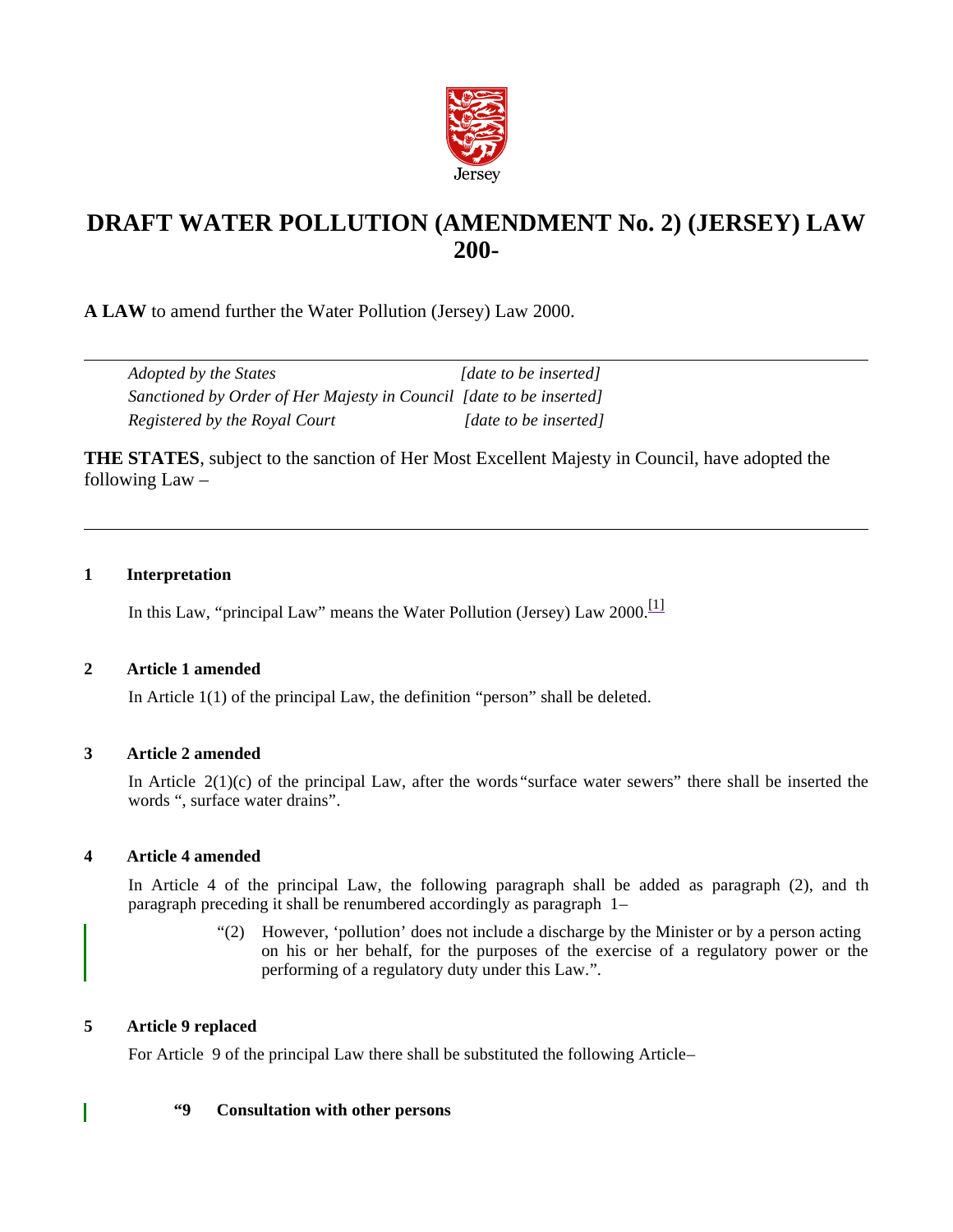Jersey

# DRAFT WATER POLLUTION (AMENDMENT No. 2) (JERSEY) LAW 200-

**A LAW** to amend further the Water Pollution (Jersey) Law 2000.

| | |
|---|---|
| *Adopted by the States* | *[date to be inserted]* |
| *Sanctioned by Order of Her Majesty in Council* | *[date to be inserted]* |
| *Registered by the Royal Court* | *[date to be inserted]* |

**THE STATES**, subject to the sanction of Her Most Excellent Majesty in Council, have adopted the following Law –

### 1 Interpretation

In this Law, "principal Law" means the Water Pollution (Jersey) Law 2000.[1]

### 2 Article 1 amended

In Article 1(1) of the principal Law, the definition "person" shall be deleted.

### 3 Article 2 amended

In Article 2(1)(c) of the principal Law, after the words "surface water sewers" there shall be inserted the words ", surface water drains".

### 4 Article 4 amended

In Article 4 of the principal Law, the following paragraph shall be added as paragraph (2), and th paragraph preceding it shall be renumbered accordingly as paragraph 1–

> "(2) However, 'pollution' does not include a discharge by the Minister or by a person acting on his or her behalf, for the purposes of the exercise of a regulatory power or the performing of a regulatory duty under this Law.".

### 5 Article 9 replaced

For Article 9 of the principal Law there shall be substituted the following Article–

> **"9 Consultation with other persons**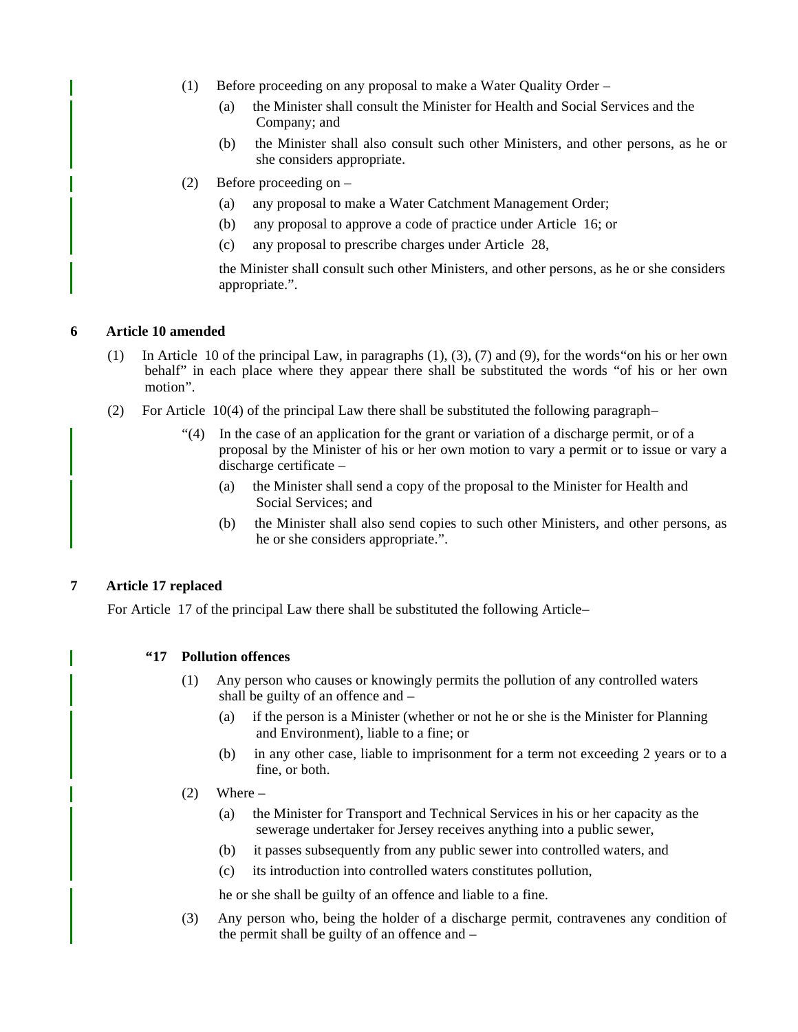(1) Before proceeding on any proposal to make a Water Quality Order –

(a) the Minister shall consult the Minister for Health and Social Services and the Company; and

(b) the Minister shall also consult such other Ministers, and other persons, as he or she considers appropriate.

(2) Before proceeding on –

(a) any proposal to make a Water Catchment Management Order;

(b) any proposal to approve a code of practice under Article 16; or

(c) any proposal to prescribe charges under Article 28,

the Minister shall consult such other Ministers, and other persons, as he or she considers appropriate.".

**6 Article 10 amended**

(1) In Article 10 of the principal Law, in paragraphs (1), (3), (7) and (9), for the words"on his or her own behalf" in each place where they appear there shall be substituted the words "of his or her own motion".

(2) For Article 10(4) of the principal Law there shall be substituted the following paragraph–

"(4) In the case of an application for the grant or variation of a discharge permit, or of a proposal by the Minister of his or her own motion to vary a permit or to issue or vary a discharge certificate –

(a) the Minister shall send a copy of the proposal to the Minister for Health and Social Services; and

(b) the Minister shall also send copies to such other Ministers, and other persons, as he or she considers appropriate.".

**7 Article 17 replaced**

For Article 17 of the principal Law there shall be substituted the following Article–

**"17 Pollution offences**

(1) Any person who causes or knowingly permits the pollution of any controlled waters shall be guilty of an offence and –

(a) if the person is a Minister (whether or not he or she is the Minister for Planning and Environment), liable to a fine; or

(b) in any other case, liable to imprisonment for a term not exceeding 2 years or to a fine, or both.

(2) Where –

(a) the Minister for Transport and Technical Services in his or her capacity as the sewerage undertaker for Jersey receives anything into a public sewer,

(b) it passes subsequently from any public sewer into controlled waters, and

(c) its introduction into controlled waters constitutes pollution,

he or she shall be guilty of an offence and liable to a fine.

(3) Any person who, being the holder of a discharge permit, contravenes any condition of the permit shall be guilty of an offence and –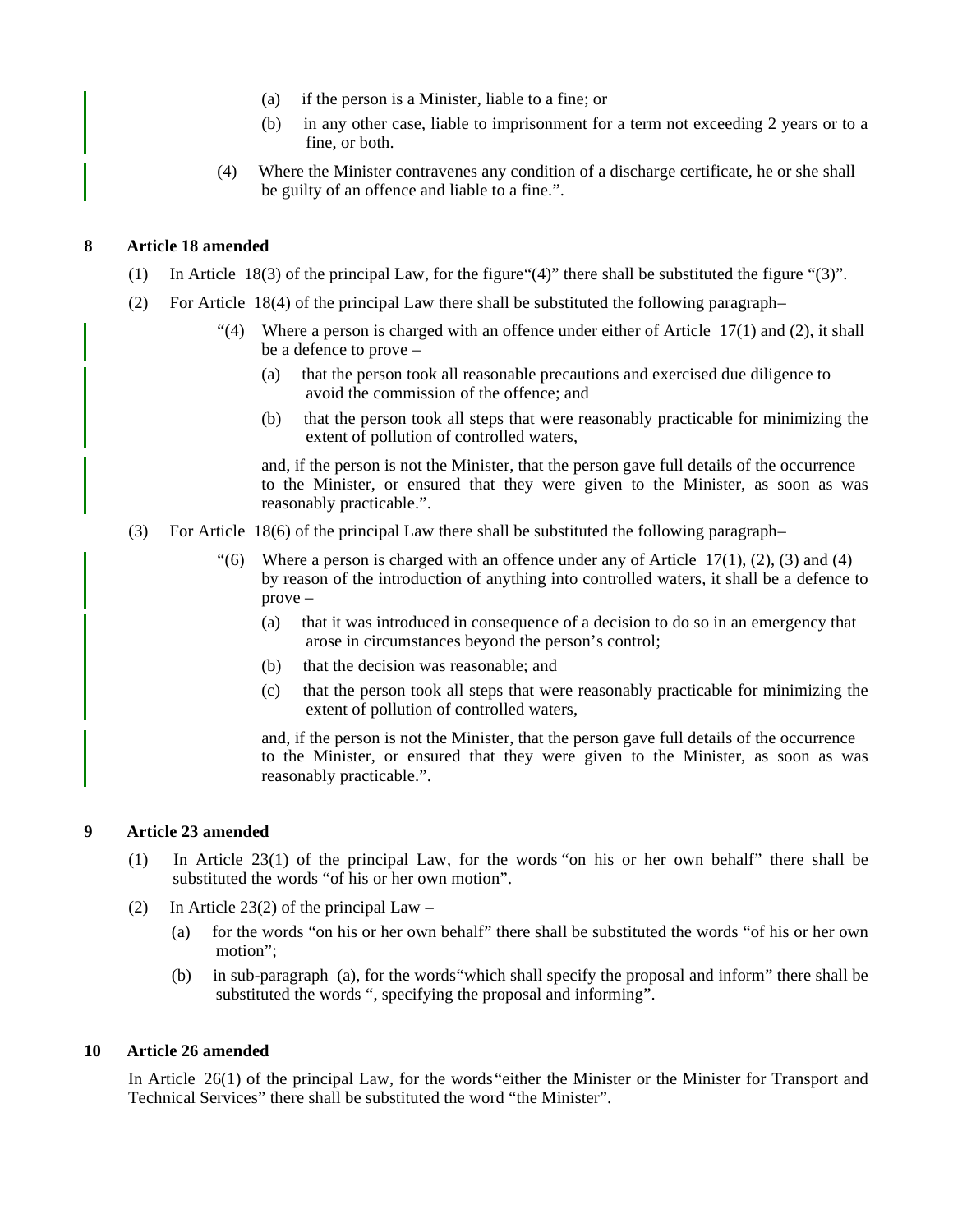(a) if the person is a Minister, liable to a fine; or

(b) in any other case, liable to imprisonment for a term not exceeding 2 years or to a fine, or both.

(4) Where the Minister contravenes any condition of a discharge certificate, he or she shall be guilty of an offence and liable to a fine.".

**8 Article 18 amended**

(1) In Article 18(3) of the principal Law, for the figure"(4)" there shall be substituted the figure "(3)".

(2) For Article 18(4) of the principal Law there shall be substituted the following paragraph–

"(4) Where a person is charged with an offence under either of Article 17(1) and (2), it shall be a defence to prove –

(a) that the person took all reasonable precautions and exercised due diligence to avoid the commission of the offence; and

(b) that the person took all steps that were reasonably practicable for minimizing the extent of pollution of controlled waters,

and, if the person is not the Minister, that the person gave full details of the occurrence to the Minister, or ensured that they were given to the Minister, as soon as was reasonably practicable.".

(3) For Article 18(6) of the principal Law there shall be substituted the following paragraph–

"(6) Where a person is charged with an offence under any of Article 17(1), (2), (3) and (4) by reason of the introduction of anything into controlled waters, it shall be a defence to prove –

(a) that it was introduced in consequence of a decision to do so in an emergency that arose in circumstances beyond the person's control;

(b) that the decision was reasonable; and

(c) that the person took all steps that were reasonably practicable for minimizing the extent of pollution of controlled waters,

and, if the person is not the Minister, that the person gave full details of the occurrence to the Minister, or ensured that they were given to the Minister, as soon as was reasonably practicable.".

**9 Article 23 amended**

(1) In Article 23(1) of the principal Law, for the words "on his or her own behalf" there shall be substituted the words "of his or her own motion".

(2) In Article 23(2) of the principal Law –

(a) for the words "on his or her own behalf" there shall be substituted the words "of his or her own motion";

(b) in sub-paragraph (a), for the words"which shall specify the proposal and inform" there shall be substituted the words ", specifying the proposal and informing".

**10 Article 26 amended**

In Article 26(1) of the principal Law, for the words"either the Minister or the Minister for Transport and Technical Services" there shall be substituted the word "the Minister".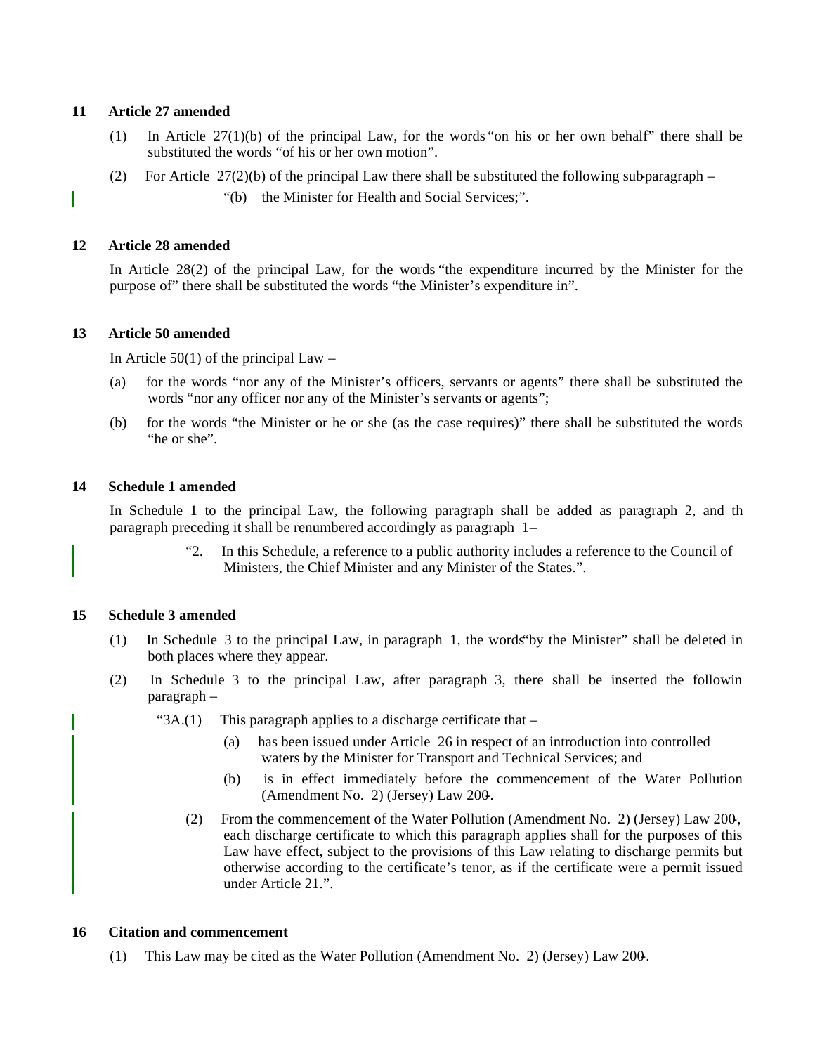## 11 Article 27 amended

(1) In Article 27(1)(b) of the principal Law, for the words "on his or her own behalf" there shall be substituted the words "of his or her own motion".

(2) For Article 27(2)(b) of the principal Law there shall be substituted the following sub-paragraph –

"(b) the Minister for Health and Social Services;".

## 12 Article 28 amended

In Article 28(2) of the principal Law, for the words "the expenditure incurred by the Minister for the purpose of" there shall be substituted the words "the Minister's expenditure in".

## 13 Article 50 amended

In Article 50(1) of the principal Law –

(a) for the words "nor any of the Minister's officers, servants or agents" there shall be substituted the words "nor any officer nor any of the Minister's servants or agents";

(b) for the words "the Minister or he or she (as the case requires)" there shall be substituted the words "he or she".

## 14 Schedule 1 amended

In Schedule 1 to the principal Law, the following paragraph shall be added as paragraph 2, and th paragraph preceding it shall be renumbered accordingly as paragraph 1–

"2. In this Schedule, a reference to a public authority includes a reference to the Council of Ministers, the Chief Minister and any Minister of the States.".

## 15 Schedule 3 amended

(1) In Schedule 3 to the principal Law, in paragraph 1, the words "by the Minister" shall be deleted in both places where they appear.

(2) In Schedule 3 to the principal Law, after paragraph 3, there shall be inserted the following paragraph –

"3A.(1) This paragraph applies to a discharge certificate that –

(a) has been issued under Article 26 in respect of an introduction into controlled waters by the Minister for Transport and Technical Services; and

(b) is in effect immediately before the commencement of the Water Pollution (Amendment No. 2) (Jersey) Law 200-.

(2) From the commencement of the Water Pollution (Amendment No. 2) (Jersey) Law 200-, each discharge certificate to which this paragraph applies shall for the purposes of this Law have effect, subject to the provisions of this Law relating to discharge permits but otherwise according to the certificate's tenor, as if the certificate were a permit issued under Article 21.".

## 16 Citation and commencement

(1) This Law may be cited as the Water Pollution (Amendment No. 2) (Jersey) Law 200-.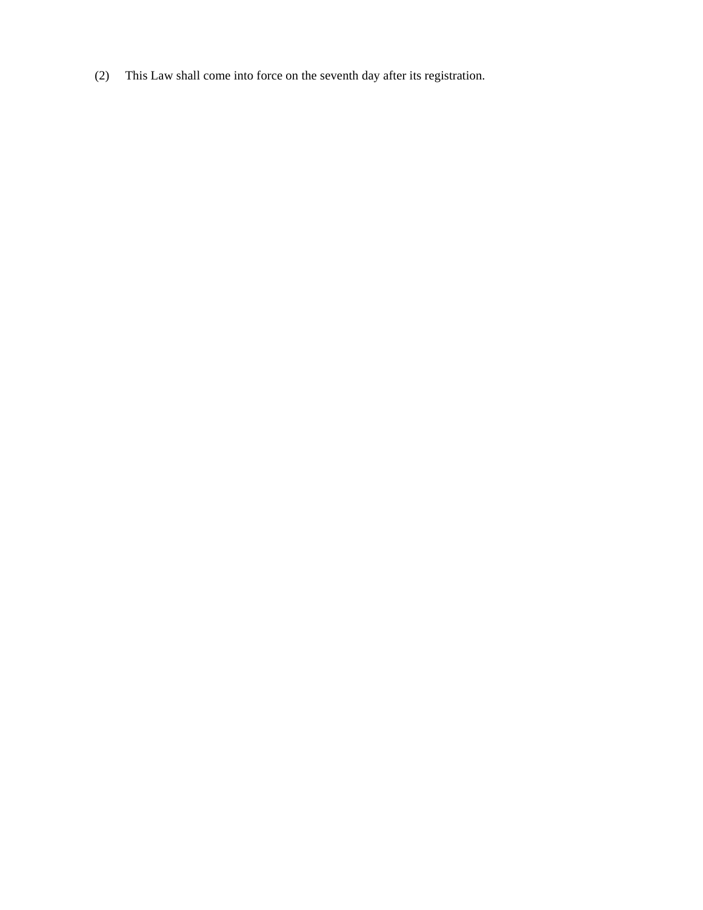(2) This Law shall come into force on the seventh day after its registration.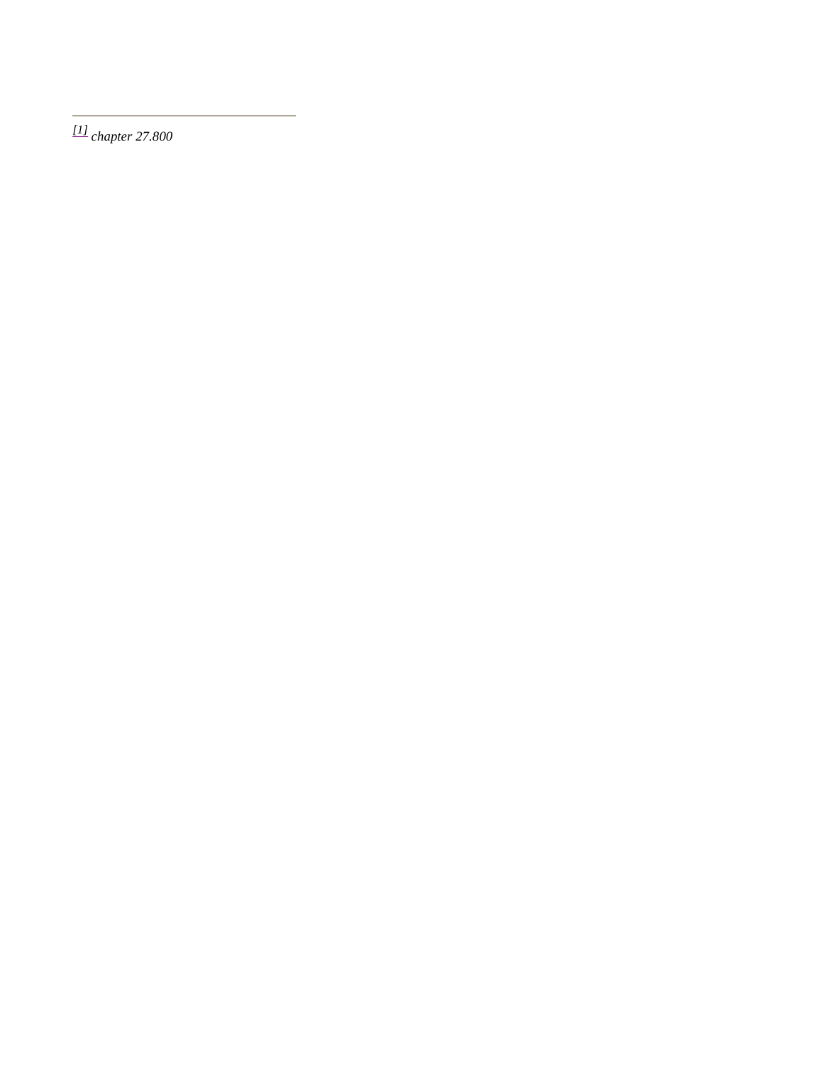---

[1] *chapter 27.800*